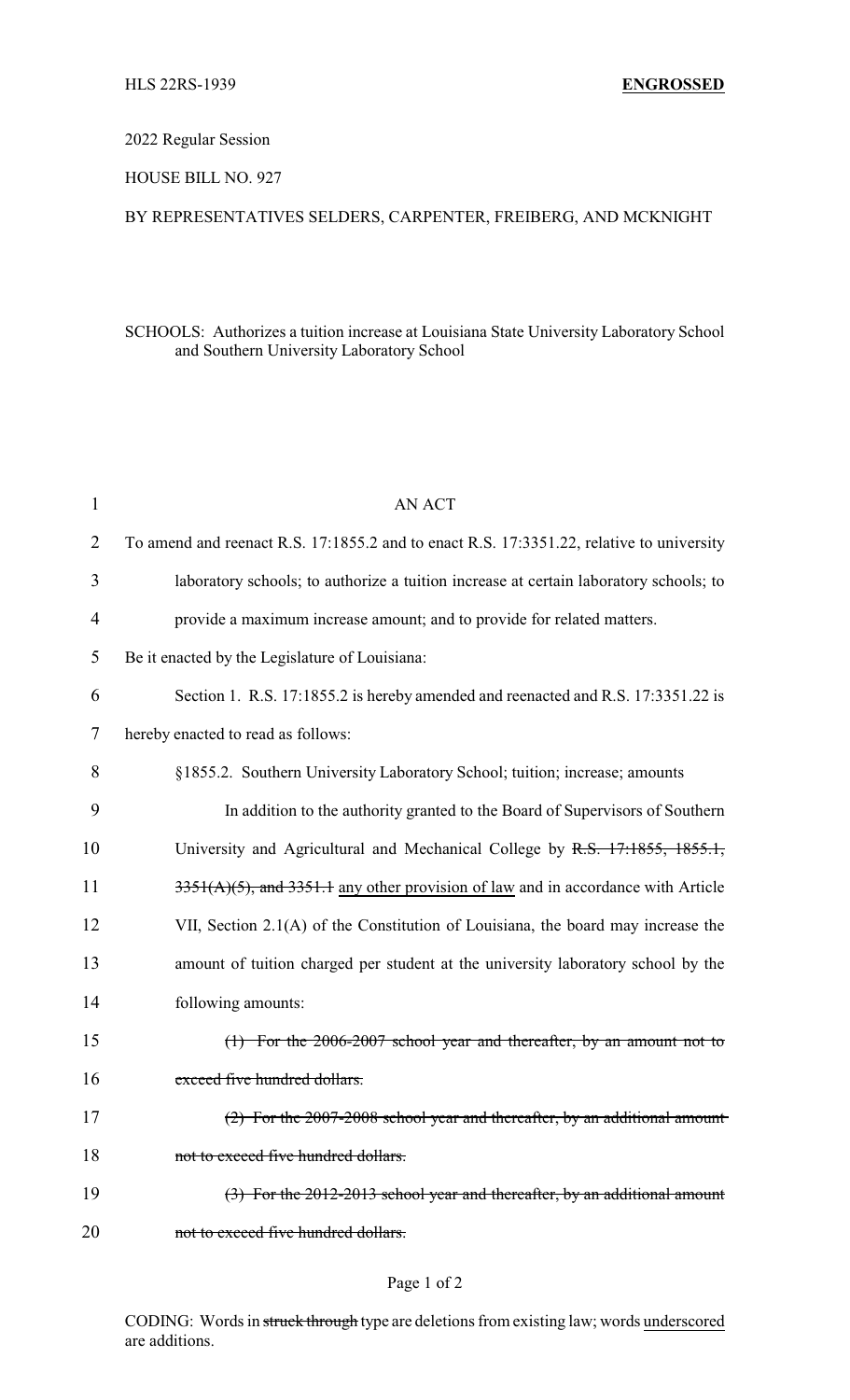HLS 22RS-1939 **ENGROSSED**

2022 Regular Session

HOUSE BILL NO. 927

BY REPRESENTATIVES SELDERS, CARPENTER, FREIBERG, AND MCKNIGHT

SCHOOLS: Authorizes a tuition increase at Louisiana State University Laboratory School and Southern University Laboratory School

AN ACT

To amend and reenact R.S. 17:1855.2 and to enact R.S. 17:3351.22, relative to university laboratory schools; to authorize a tuition increase at certain laboratory schools; to provide a maximum increase amount; and to provide for related matters.

Be it enacted by the Legislature of Louisiana:

Section 1. R.S. 17:1855.2 is hereby amended and reenacted and R.S. 17:3351.22 is hereby enacted to read as follows:

§1855.2. Southern University Laboratory School; tuition; increase; amounts

In addition to the authority granted to the Board of Supervisors of Southern University and Agricultural and Mechanical College by ~~R.S. 17:1855, 1855.1, 3351(A)(5), and 3351.1~~ <u>any other provision of law</u> and in accordance with Article VII, Section 2.1(A) of the Constitution of Louisiana, the board may increase the amount of tuition charged per student at the university laboratory school by the following amounts:

~~(1) For the 2006-2007 school year and thereafter, by an amount not to exceed five hundred dollars.~~

~~(2) For the 2007-2008 school year and thereafter, by an additional amount not to exceed five hundred dollars.~~

~~(3) For the 2012-2013 school year and thereafter, by an additional amount not to exceed five hundred dollars.~~

CODING: Words in ~~struck through~~ type are deletions from existing law; words <u>underscored</u> are additions.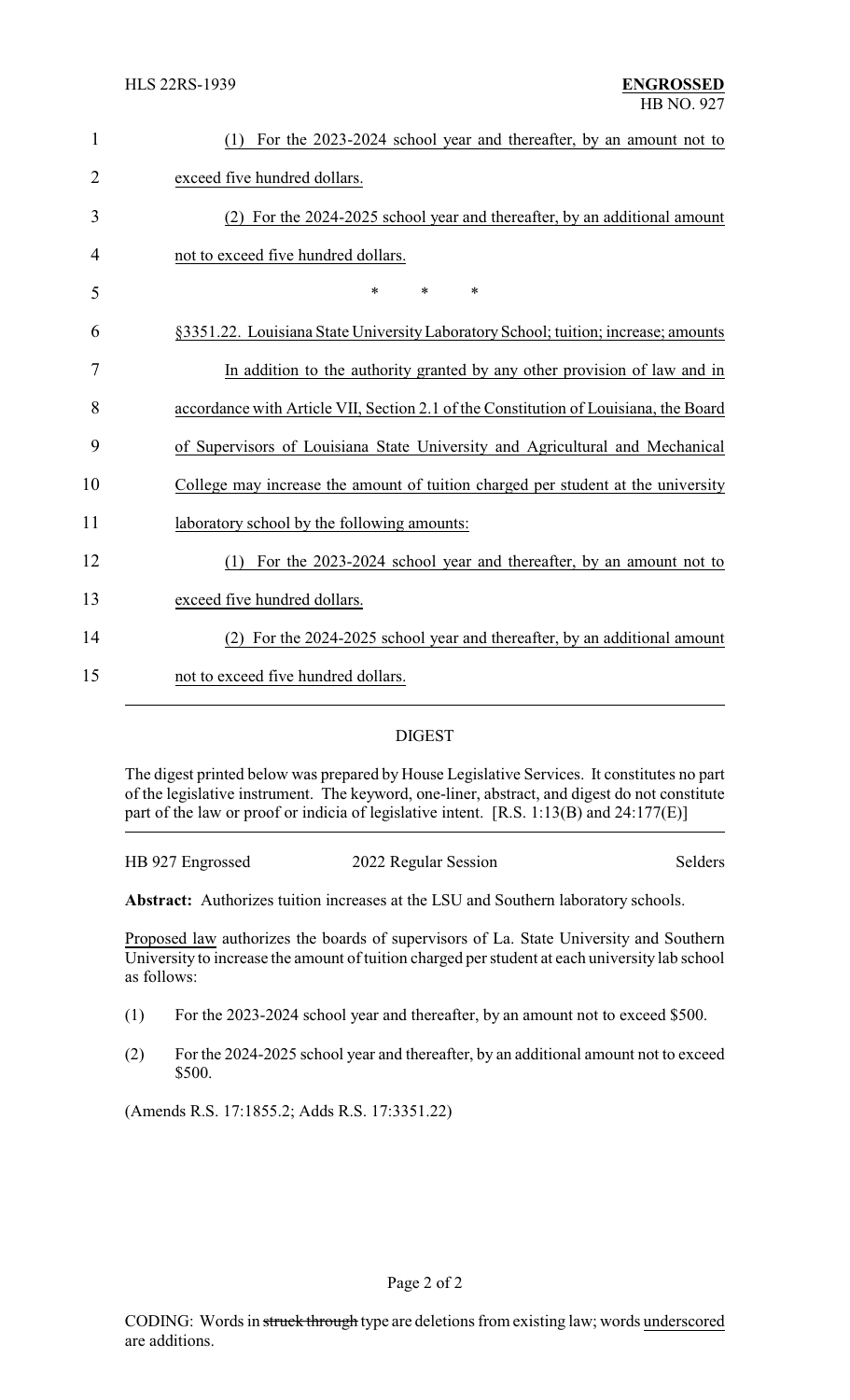(1) For the 2023-2024 school year and thereafter, by an amount not to exceed five hundred dollars.

(2) For the 2024-2025 school year and thereafter, by an additional amount not to exceed five hundred dollars.

\* \* \*

§3351.22. Louisiana State University Laboratory School; tuition; increase; amounts

In addition to the authority granted by any other provision of law and in accordance with Article VII, Section 2.1 of the Constitution of Louisiana, the Board of Supervisors of Louisiana State University and Agricultural and Mechanical College may increase the amount of tuition charged per student at the university laboratory school by the following amounts:

(1) For the 2023-2024 school year and thereafter, by an amount not to exceed five hundred dollars.

(2) For the 2024-2025 school year and thereafter, by an additional amount not to exceed five hundred dollars.

## DIGEST

The digest printed below was prepared by House Legislative Services. It constitutes no part of the legislative instrument. The keyword, one-liner, abstract, and digest do not constitute part of the law or proof or indicia of legislative intent. [R.S. 1:13(B) and 24:177(E)]

HB 927 Engrossed — 2022 Regular Session — Selders

**Abstract:** Authorizes tuition increases at the LSU and Southern laboratory schools.

Proposed law authorizes the boards of supervisors of La. State University and Southern University to increase the amount of tuition charged per student at each university lab school as follows:

(1) For the 2023-2024 school year and thereafter, by an amount not to exceed $500.

(2) For the 2024-2025 school year and thereafter, by an additional amount not to exceed $500.

(Amends R.S. 17:1855.2; Adds R.S. 17:3351.22)

CODING: Words in struck through type are deletions from existing law; words underscored are additions.